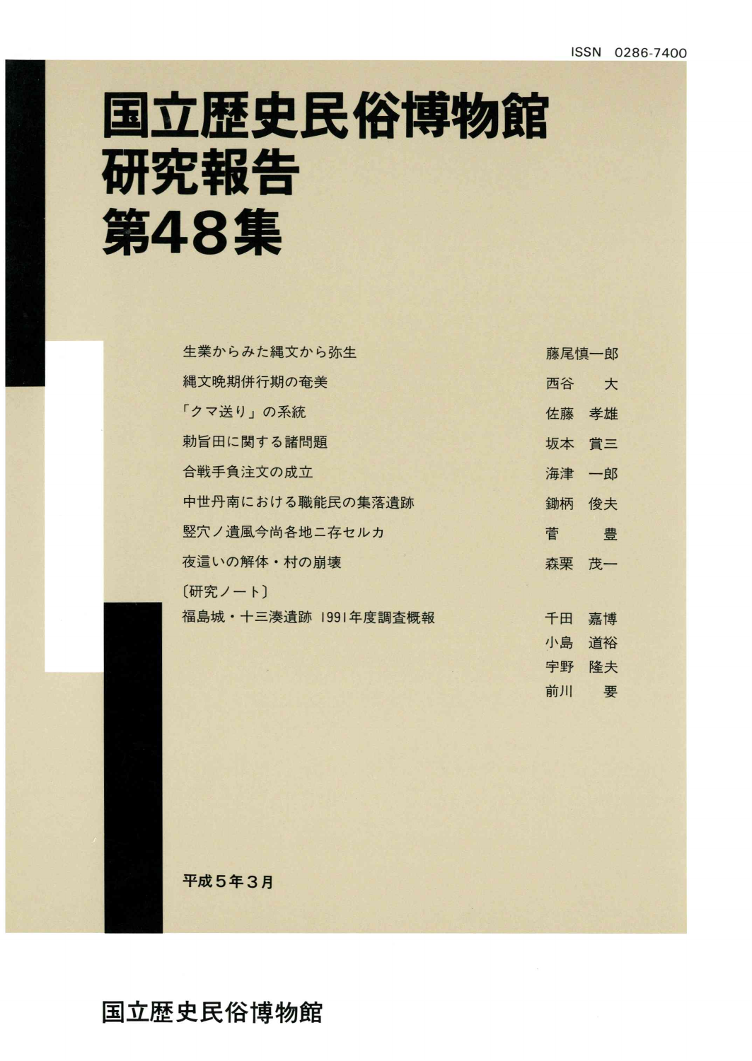ISSN 0286-7400

# 国立歴史民俗博物館
# 研究報告
# 第48集

| | |
|---|---|
| 生業からみた縄文から弥生 | 藤尾慎一郎 |
| 縄文晩期併行期の奄美 | 西谷　大 |
| 「クマ送り」の系統 | 佐藤　孝雄 |
| 勅旨田に関する諸問題 | 坂本　賞三 |
| 合戦手負注文の成立 | 海津　一郎 |
| 中世丹南における職能民の集落遺跡 | 鋤柄　俊夫 |
| 竪穴ノ遺風今尚各地ニ存セルカ | 菅　豊 |
| 夜這いの解体・村の崩壊 | 森栗　茂一 |
| 〔研究ノート〕 | |
| 福島城・十三湊遺跡 1991年度調査概報 | 千田　嘉博<br>小島　道裕<br>宇野　隆夫<br>前川　要 |

平成5年3月

国立歴史民俗博物館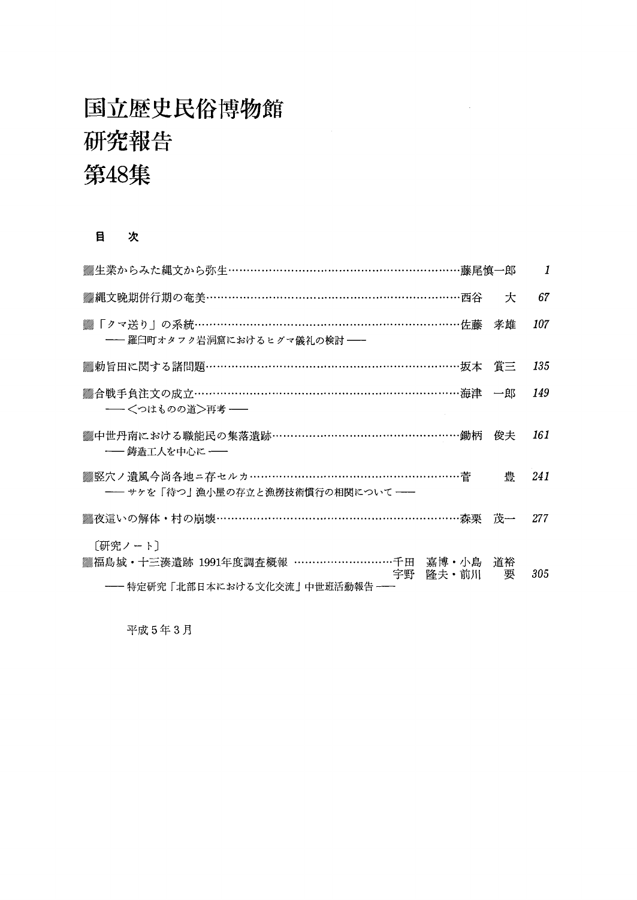# 国立歴史民俗博物館
# 研究報告
# 第48集

## 目　次

- 生業からみた縄文から弥生……藤尾慎一郎　1
- 縄文晩期併行期の奄美……西谷　大　67
- 「クマ送り」の系統……佐藤　孝雄　107
  ――羅臼町オタフク岩洞窟におけるヒグマ儀礼の検討――
- 勅旨田に関する諸問題……坂本　賞三　135
- 合戦手負注文の成立……海津　一郎　149
  ――＜つはものの道＞再考――
- 中世丹南における職能民の集落遺跡……鋤柄　俊夫　161
  ――鋳造工人を中心に――
- 竪穴ノ遺風今尚各地ニ存セルカ……菅　豊　241
  ――サケを「待つ」漁小屋の存立と漁撈技術慣行の相関について――
- 夜這いの解体・村の崩壊……森栗　茂一　277

〔研究ノート〕

- 福島城・十三湊遺跡 1991年度調査概報……千田　嘉博・小島　道裕　宇野　隆夫・前川　要　305
  ――特定研究「北部日本における文化交流」中世班活動報告――

平成５年３月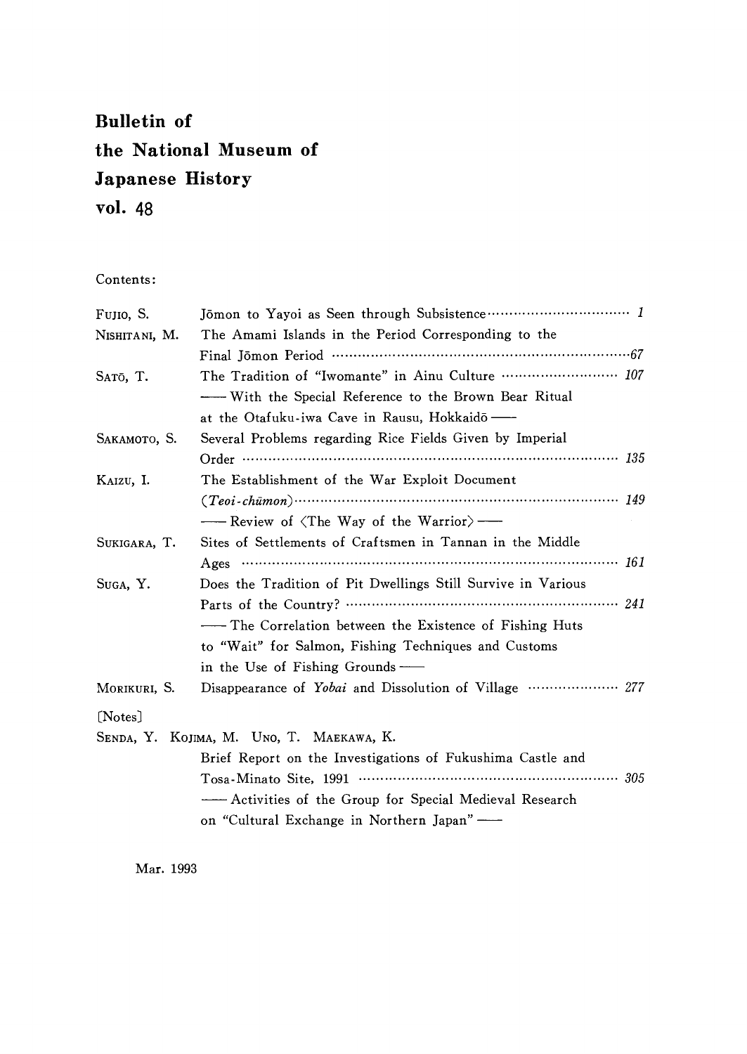# Bulletin of the National Museum of Japanese History vol. 48

Contents:

| | | |
|---|---|---|
| FUJIO, S. | Jōmon to Yayoi as Seen through Subsistence | *1* |
| NISHITANI, M. | The Amami Islands in the Period Corresponding to the Final Jōmon Period | *67* |
| SATŌ, T. | The Tradition of "Iwomante" in Ainu Culture —— With the Special Reference to the Brown Bear Ritual at the Otafuku-iwa Cave in Rausu, Hokkaidō —— | *107* |
| SAKAMOTO, S. | Several Problems regarding Rice Fields Given by Imperial Order | *135* |
| KAIZU, I. | The Establishment of the War Exploit Document (*Teoi-chūmon*) —— Review of 〈The Way of the Warrior〉 —— | *149* |
| SUKIGARA, T. | Sites of Settlements of Craftsmen in Tannan in the Middle Ages | *161* |
| SUGA, Y. | Does the Tradition of Pit Dwellings Still Survive in Various Parts of the Country? —— The Correlation between the Existence of Fishing Huts to "Wait" for Salmon, Fishing Techniques and Customs in the Use of Fishing Grounds —— | *241* |
| MORIKURI, S. | Disappearance of *Yobai* and Dissolution of Village | *277* |

[Notes]

SENDA, Y. KOJIMA, M. UNO, T. MAEKAWA, K.

Brief Report on the Investigations of Fukushima Castle and Tosa-Minato Site, 1991 —— Activities of the Group for Special Medieval Research on "Cultural Exchange in Northern Japan" —— *305*

Mar. 1993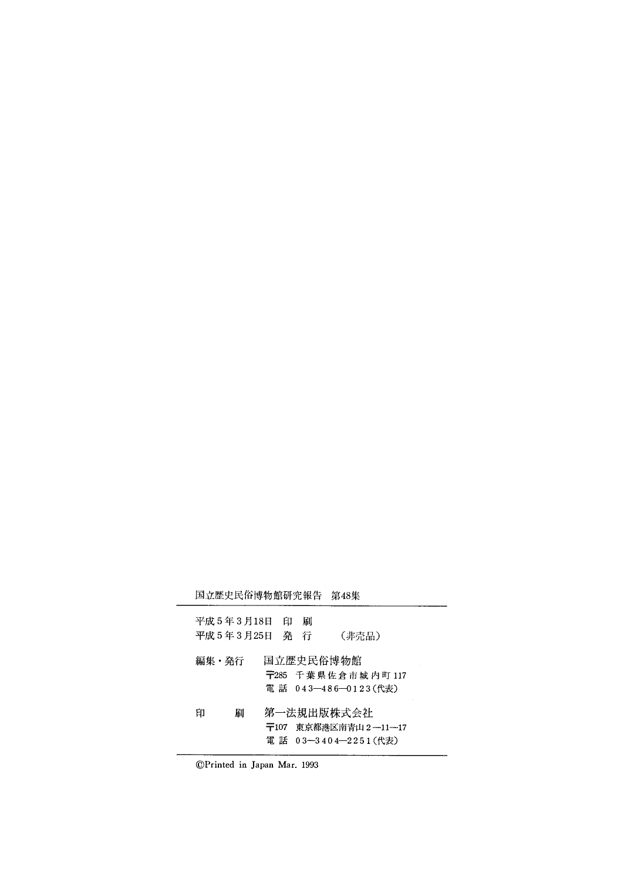国立歴史民俗博物館研究報告　第48集

---

平成５年３月18日　印　刷
平成５年３月25日　発　行　　　（非売品）

編集・発行　国立歴史民俗博物館
〒285　千葉県佐倉市城内町 117
電 話　043―486―0123（代表）

印　　　刷　第一法規出版株式会社
〒107　東京都港区南青山２―11―17
電 話　03―3404―2251（代表）

---

©Printed in Japan Mar. 1993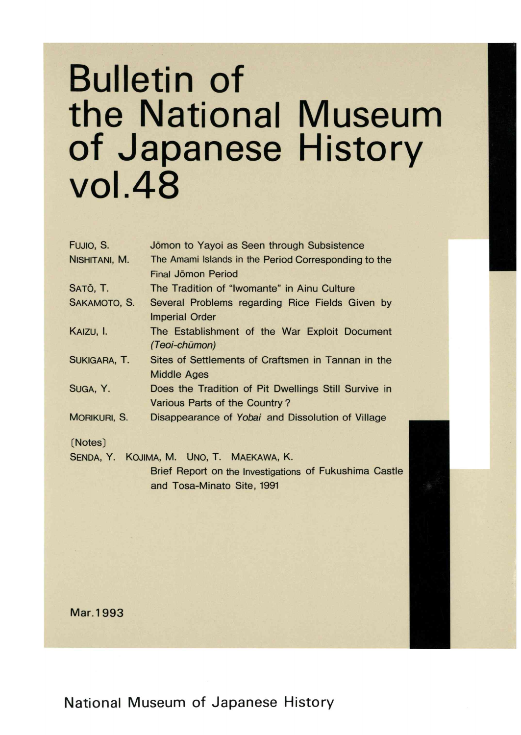# Bulletin of the National Museum of Japanese History vol.48

| | |
|---|---|
| FUJIO, S. | Jōmon to Yayoi as Seen through Subsistence |
| NISHITANI, M. | The Amami Islands in the Period Corresponding to the Final Jōmon Period |
| SATŌ, T. | The Tradition of "Iwomante" in Ainu Culture |
| SAKAMOTO, S. | Several Problems regarding Rice Fields Given by Imperial Order |
| KAIZU, I. | The Establishment of the War Exploit Document *(Teoi-chūmon)* |
| SUKIGARA, T. | Sites of Settlements of Craftsmen in Tannan in the Middle Ages |
| SUGA, Y. | Does the Tradition of Pit Dwellings Still Survive in Various Parts of the Country? |
| MORIKURI, S. | Disappearance of *Yobai* and Dissolution of Village |

〔Notes〕

SENDA, Y. KOJIMA, M. UNO, T. MAEKAWA, K.
Brief Report on the Investigations of Fukushima Castle and Tosa-Minato Site, 1991

Mar.1993

National Museum of Japanese History